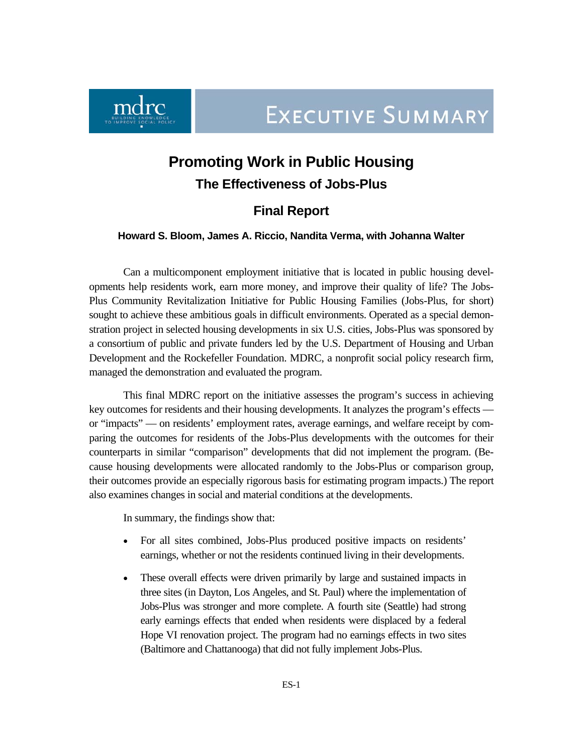mdrc

BUILDING KNOWLEDGE TO IMPROVE SOCIAL POLICY

EXECUTIVE SUMMARY

# Promoting Work in Public Housing

## The Effectiveness of Jobs-Plus

## Final Report

**Howard S. Bloom, James A. Riccio, Nandita Verma, with Johanna Walter**

Can a multicomponent employment initiative that is located in public housing developments help residents work, earn more money, and improve their quality of life? The Jobs-Plus Community Revitalization Initiative for Public Housing Families (Jobs-Plus, for short) sought to achieve these ambitious goals in difficult environments. Operated as a special demonstration project in selected housing developments in six U.S. cities, Jobs-Plus was sponsored by a consortium of public and private funders led by the U.S. Department of Housing and Urban Development and the Rockefeller Foundation. MDRC, a nonprofit social policy research firm, managed the demonstration and evaluated the program.

This final MDRC report on the initiative assesses the program's success in achieving key outcomes for residents and their housing developments. It analyzes the program's effects — or "impacts" — on residents' employment rates, average earnings, and welfare receipt by comparing the outcomes for residents of the Jobs-Plus developments with the outcomes for their counterparts in similar "comparison" developments that did not implement the program. (Because housing developments were allocated randomly to the Jobs-Plus or comparison group, their outcomes provide an especially rigorous basis for estimating program impacts.) The report also examines changes in social and material conditions at the developments.

In summary, the findings show that:

- For all sites combined, Jobs-Plus produced positive impacts on residents' earnings, whether or not the residents continued living in their developments.
- These overall effects were driven primarily by large and sustained impacts in three sites (in Dayton, Los Angeles, and St. Paul) where the implementation of Jobs-Plus was stronger and more complete. A fourth site (Seattle) had strong early earnings effects that ended when residents were displaced by a federal Hope VI renovation project. The program had no earnings effects in two sites (Baltimore and Chattanooga) that did not fully implement Jobs-Plus.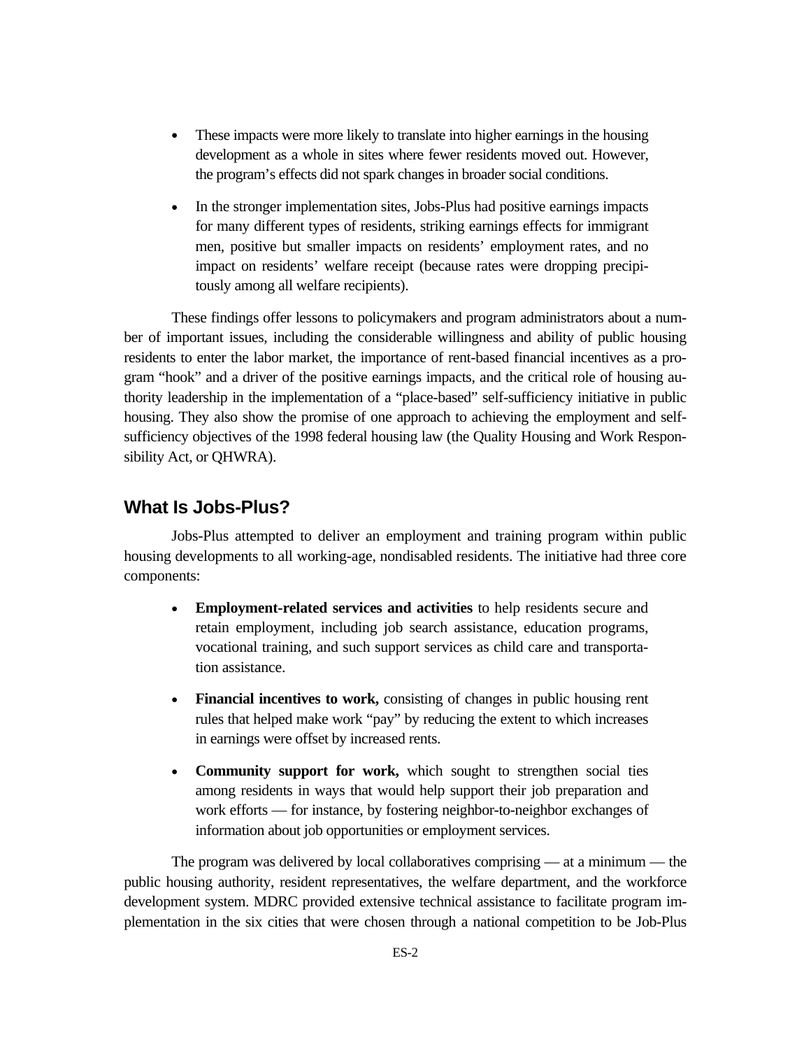- These impacts were more likely to translate into higher earnings in the housing development as a whole in sites where fewer residents moved out. However, the program's effects did not spark changes in broader social conditions.

- In the stronger implementation sites, Jobs-Plus had positive earnings impacts for many different types of residents, striking earnings effects for immigrant men, positive but smaller impacts on residents' employment rates, and no impact on residents' welfare receipt (because rates were dropping precipitously among all welfare recipients).

These findings offer lessons to policymakers and program administrators about a number of important issues, including the considerable willingness and ability of public housing residents to enter the labor market, the importance of rent-based financial incentives as a program "hook" and a driver of the positive earnings impacts, and the critical role of housing authority leadership in the implementation of a "place-based" self-sufficiency initiative in public housing. They also show the promise of one approach to achieving the employment and self-sufficiency objectives of the 1998 federal housing law (the Quality Housing and Work Responsibility Act, or QHWRA).

## What Is Jobs-Plus?

Jobs-Plus attempted to deliver an employment and training program within public housing developments to all working-age, nondisabled residents. The initiative had three core components:

- **Employment-related services and activities** to help residents secure and retain employment, including job search assistance, education programs, vocational training, and such support services as child care and transportation assistance.

- **Financial incentives to work,** consisting of changes in public housing rent rules that helped make work "pay" by reducing the extent to which increases in earnings were offset by increased rents.

- **Community support for work,** which sought to strengthen social ties among residents in ways that would help support their job preparation and work efforts — for instance, by fostering neighbor-to-neighbor exchanges of information about job opportunities or employment services.

The program was delivered by local collaboratives comprising — at a minimum — the public housing authority, resident representatives, the welfare department, and the workforce development system. MDRC provided extensive technical assistance to facilitate program implementation in the six cities that were chosen through a national competition to be Job-Plus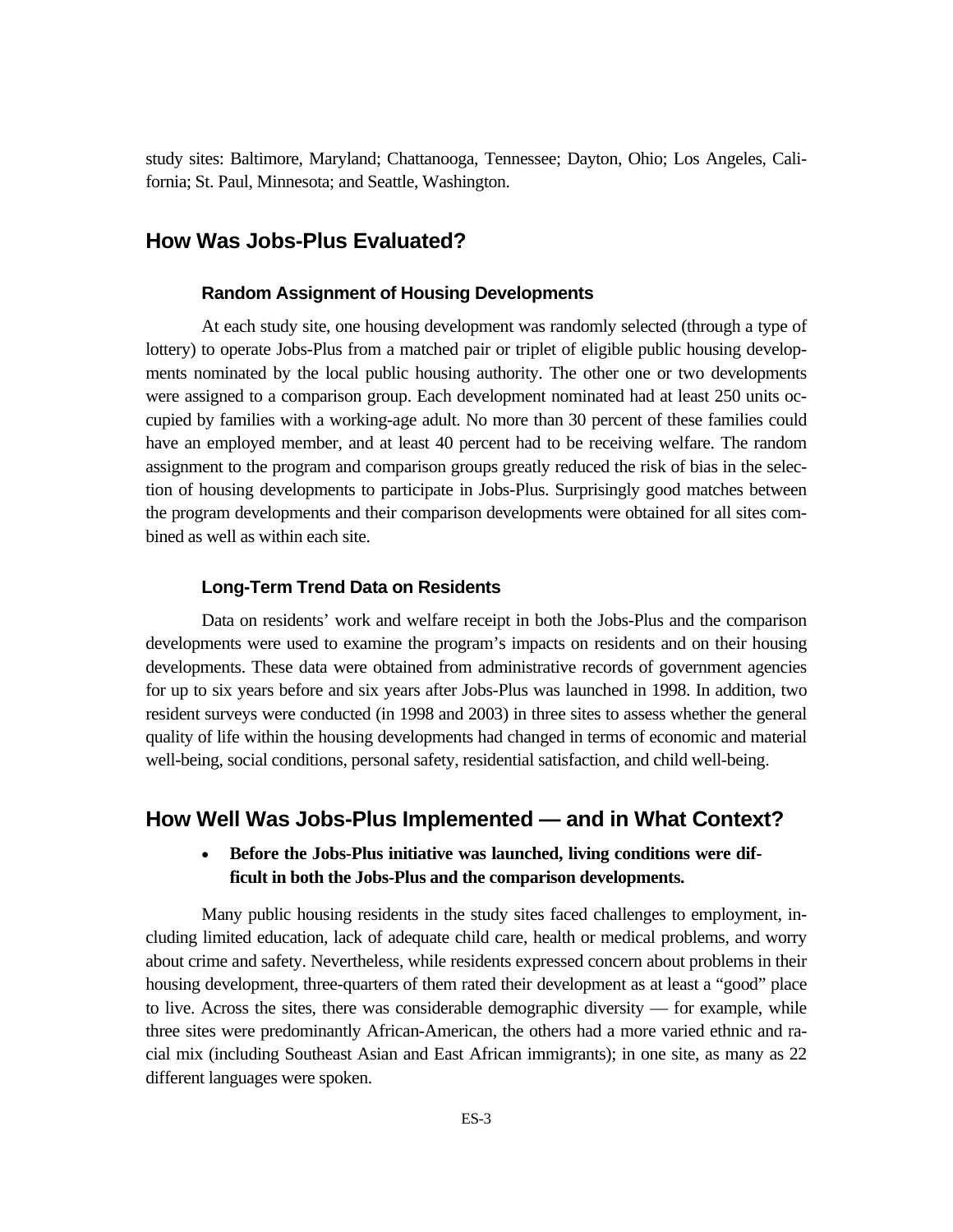study sites: Baltimore, Maryland; Chattanooga, Tennessee; Dayton, Ohio; Los Angeles, California; St. Paul, Minnesota; and Seattle, Washington.

## How Was Jobs-Plus Evaluated?

### Random Assignment of Housing Developments

At each study site, one housing development was randomly selected (through a type of lottery) to operate Jobs-Plus from a matched pair or triplet of eligible public housing developments nominated by the local public housing authority. The other one or two developments were assigned to a comparison group. Each development nominated had at least 250 units occupied by families with a working-age adult. No more than 30 percent of these families could have an employed member, and at least 40 percent had to be receiving welfare. The random assignment to the program and comparison groups greatly reduced the risk of bias in the selection of housing developments to participate in Jobs-Plus. Surprisingly good matches between the program developments and their comparison developments were obtained for all sites combined as well as within each site.

### Long-Term Trend Data on Residents

Data on residents' work and welfare receipt in both the Jobs-Plus and the comparison developments were used to examine the program's impacts on residents and on their housing developments. These data were obtained from administrative records of government agencies for up to six years before and six years after Jobs-Plus was launched in 1998. In addition, two resident surveys were conducted (in 1998 and 2003) in three sites to assess whether the general quality of life within the housing developments had changed in terms of economic and material well-being, social conditions, personal safety, residential satisfaction, and child well-being.

## How Well Was Jobs-Plus Implemented — and in What Context?

- **Before the Jobs-Plus initiative was launched, living conditions were difficult in both the Jobs-Plus and the comparison developments.**

Many public housing residents in the study sites faced challenges to employment, including limited education, lack of adequate child care, health or medical problems, and worry about crime and safety. Nevertheless, while residents expressed concern about problems in their housing development, three-quarters of them rated their development as at least a "good" place to live. Across the sites, there was considerable demographic diversity — for example, while three sites were predominantly African-American, the others had a more varied ethnic and racial mix (including Southeast Asian and East African immigrants); in one site, as many as 22 different languages were spoken.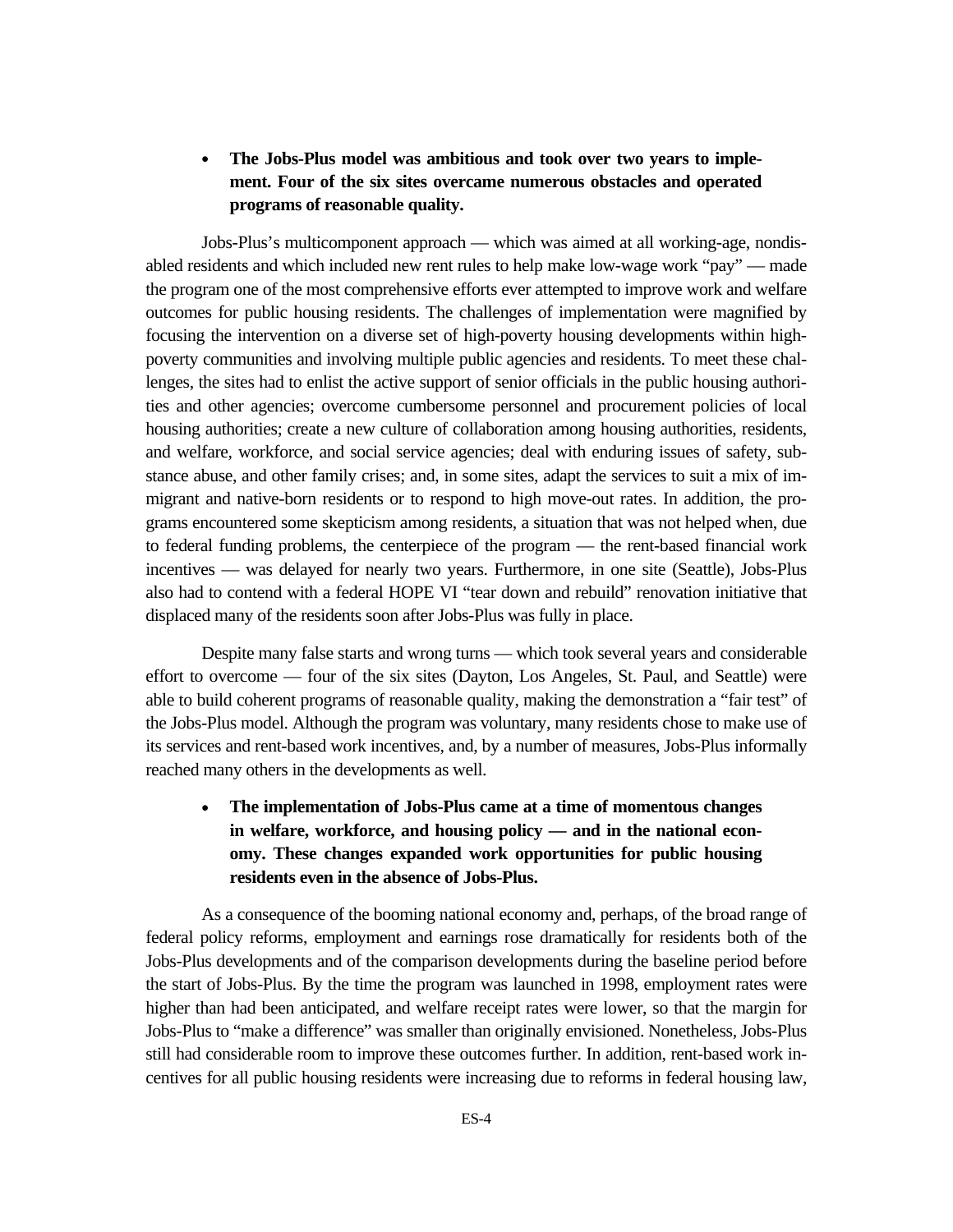- **The Jobs-Plus model was ambitious and took over two years to implement. Four of the six sites overcame numerous obstacles and operated programs of reasonable quality.**

Jobs-Plus's multicomponent approach — which was aimed at all working-age, nondisabled residents and which included new rent rules to help make low-wage work "pay" — made the program one of the most comprehensive efforts ever attempted to improve work and welfare outcomes for public housing residents. The challenges of implementation were magnified by focusing the intervention on a diverse set of high-poverty housing developments within high-poverty communities and involving multiple public agencies and residents. To meet these challenges, the sites had to enlist the active support of senior officials in the public housing authorities and other agencies; overcome cumbersome personnel and procurement policies of local housing authorities; create a new culture of collaboration among housing authorities, residents, and welfare, workforce, and social service agencies; deal with enduring issues of safety, substance abuse, and other family crises; and, in some sites, adapt the services to suit a mix of immigrant and native-born residents or to respond to high move-out rates. In addition, the programs encountered some skepticism among residents, a situation that was not helped when, due to federal funding problems, the centerpiece of the program — the rent-based financial work incentives — was delayed for nearly two years. Furthermore, in one site (Seattle), Jobs-Plus also had to contend with a federal HOPE VI "tear down and rebuild" renovation initiative that displaced many of the residents soon after Jobs-Plus was fully in place.

Despite many false starts and wrong turns — which took several years and considerable effort to overcome — four of the six sites (Dayton, Los Angeles, St. Paul, and Seattle) were able to build coherent programs of reasonable quality, making the demonstration a "fair test" of the Jobs-Plus model. Although the program was voluntary, many residents chose to make use of its services and rent-based work incentives, and, by a number of measures, Jobs-Plus informally reached many others in the developments as well.

- **The implementation of Jobs-Plus came at a time of momentous changes in welfare, workforce, and housing policy — and in the national economy. These changes expanded work opportunities for public housing residents even in the absence of Jobs-Plus.**

As a consequence of the booming national economy and, perhaps, of the broad range of federal policy reforms, employment and earnings rose dramatically for residents both of the Jobs-Plus developments and of the comparison developments during the baseline period before the start of Jobs-Plus. By the time the program was launched in 1998, employment rates were higher than had been anticipated, and welfare receipt rates were lower, so that the margin for Jobs-Plus to "make a difference" was smaller than originally envisioned. Nonetheless, Jobs-Plus still had considerable room to improve these outcomes further. In addition, rent-based work incentives for all public housing residents were increasing due to reforms in federal housing law,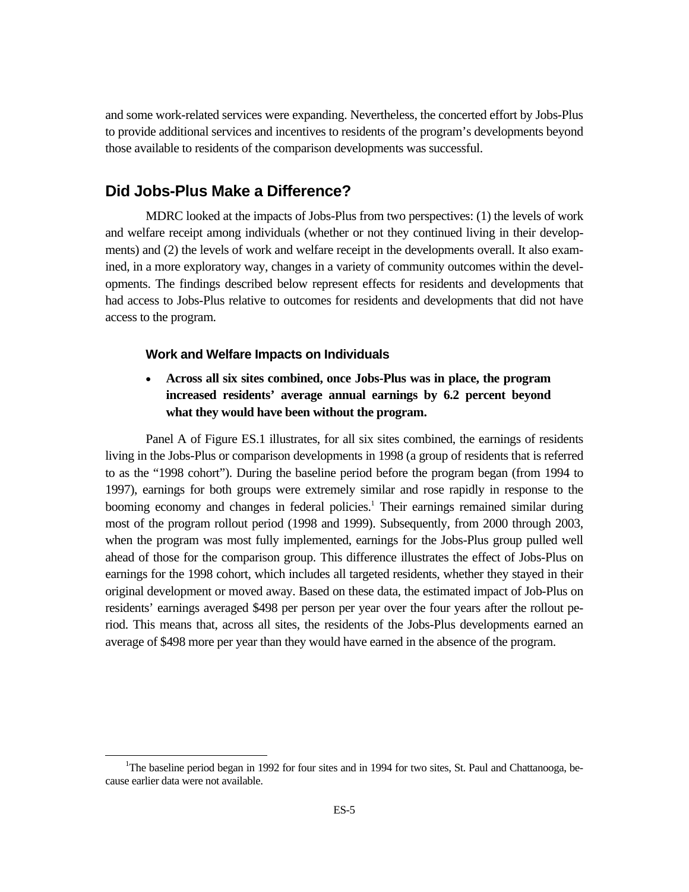and some work-related services were expanding. Nevertheless, the concerted effort by Jobs-Plus to provide additional services and incentives to residents of the program's developments beyond those available to residents of the comparison developments was successful.

## Did Jobs-Plus Make a Difference?

MDRC looked at the impacts of Jobs-Plus from two perspectives: (1) the levels of work and welfare receipt among individuals (whether or not they continued living in their developments) and (2) the levels of work and welfare receipt in the developments overall. It also examined, in a more exploratory way, changes in a variety of community outcomes within the developments. The findings described below represent effects for residents and developments that had access to Jobs-Plus relative to outcomes for residents and developments that did not have access to the program.

### Work and Welfare Impacts on Individuals

- **Across all six sites combined, once Jobs-Plus was in place, the program increased residents' average annual earnings by 6.2 percent beyond what they would have been without the program.**

Panel A of Figure ES.1 illustrates, for all six sites combined, the earnings of residents living in the Jobs-Plus or comparison developments in 1998 (a group of residents that is referred to as the "1998 cohort"). During the baseline period before the program began (from 1994 to 1997), earnings for both groups were extremely similar and rose rapidly in response to the booming economy and changes in federal policies.[1] Their earnings remained similar during most of the program rollout period (1998 and 1999). Subsequently, from 2000 through 2003, when the program was most fully implemented, earnings for the Jobs-Plus group pulled well ahead of those for the comparison group. This difference illustrates the effect of Jobs-Plus on earnings for the 1998 cohort, which includes all targeted residents, whether they stayed in their original development or moved away. Based on these data, the estimated impact of Job-Plus on residents' earnings averaged $498 per person per year over the four years after the rollout period. This means that, across all sites, the residents of the Jobs-Plus developments earned an average of $498 more per year than they would have earned in the absence of the program.

[1]The baseline period began in 1992 for four sites and in 1994 for two sites, St. Paul and Chattanooga, because earlier data were not available.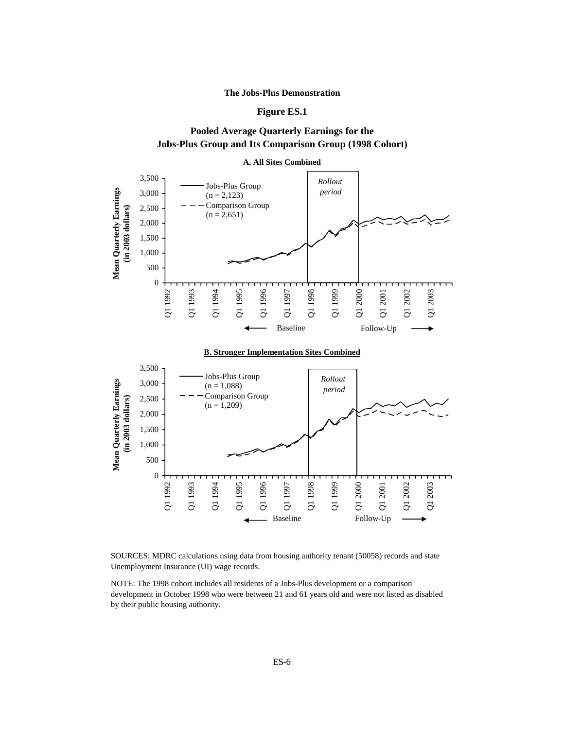**The Jobs-Plus Demonstration**

**Figure ES.1**

**Pooled Average Quarterly Earnings for the Jobs-Plus Group and Its Comparison Group (1998 Cohort)**

**A. All Sites Combined**

Mean Quarterly Earnings (in 2003 dollars)

0, 500, 1,000, 1,500, 2,000, 2,500, 3,000, 3,500

Jobs-Plus Group (n = 2,123)

Comparison Group (n = 2,651)

*Rollout period*

Q1 1992, Q1 1993, Q1 1994, Q1 1995, Q1 1996, Q1 1997, Q1 1998, Q1 1999, Q1 2000, Q1 2001, Q1 2002, Q1 2003

← Baseline    Follow-Up →

**B. Stronger Implementation Sites Combined**

Mean Quarterly Earnings (in 2003 dollars)

0, 500, 1,000, 1,500, 2,000, 2,500, 3,000, 3,500

Jobs-Plus Group (n = 1,088)

Comparison Group (n = 1,209)

*Rollout period*

Q1 1992, Q1 1993, Q1 1994, Q1 1995, Q1 1996, Q1 1997, Q1 1998, Q1 1999, Q1 2000, Q1 2001, Q1 2002, Q1 2003

← Baseline    Follow-Up →

SOURCES: MDRC calculations using data from housing authority tenant (50058) records and state Unemployment Insurance (UI) wage records.

NOTE: The 1998 cohort includes all residents of a Jobs-Plus development or a comparison development in October 1998 who were between 21 and 61 years old and were not listed as disabled by their public housing authority.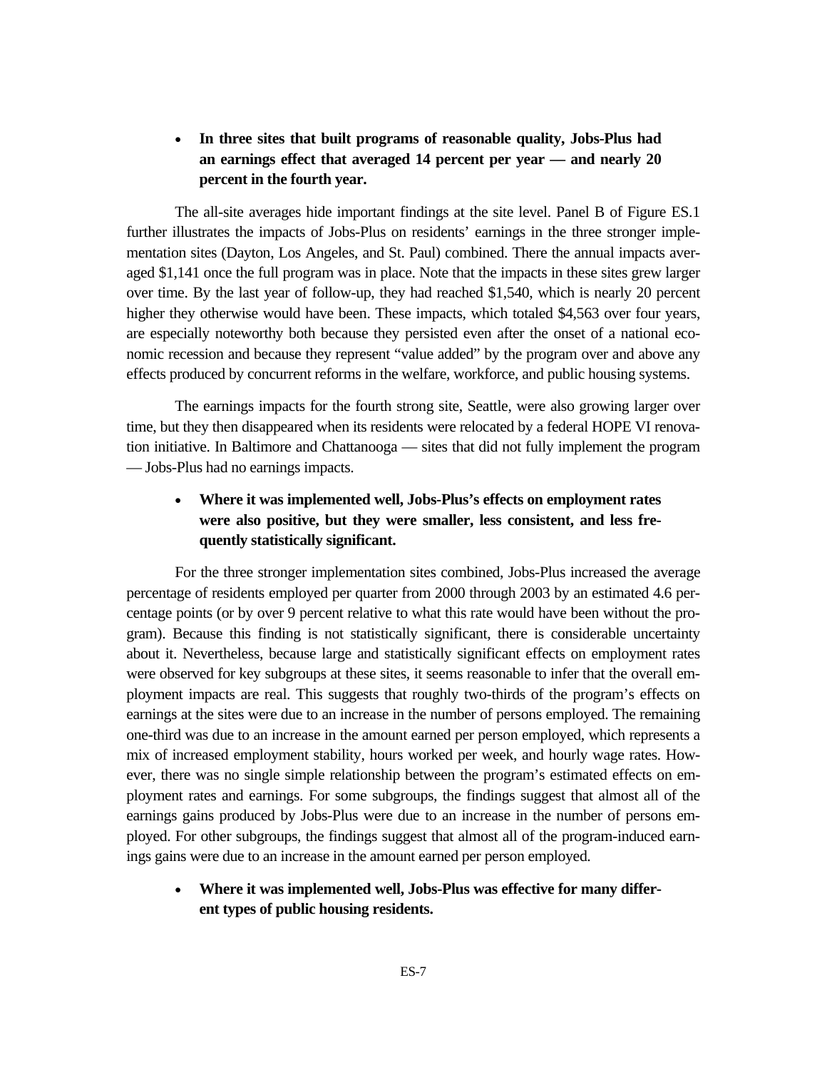- **In three sites that built programs of reasonable quality, Jobs-Plus had an earnings effect that averaged 14 percent per year — and nearly 20 percent in the fourth year.**

The all-site averages hide important findings at the site level. Panel B of Figure ES.1 further illustrates the impacts of Jobs-Plus on residents' earnings in the three stronger implementation sites (Dayton, Los Angeles, and St. Paul) combined. There the annual impacts averaged $1,141 once the full program was in place. Note that the impacts in these sites grew larger over time. By the last year of follow-up, they had reached $1,540, which is nearly 20 percent higher they otherwise would have been. These impacts, which totaled $4,563 over four years, are especially noteworthy both because they persisted even after the onset of a national economic recession and because they represent "value added" by the program over and above any effects produced by concurrent reforms in the welfare, workforce, and public housing systems.

The earnings impacts for the fourth strong site, Seattle, were also growing larger over time, but they then disappeared when its residents were relocated by a federal HOPE VI renovation initiative. In Baltimore and Chattanooga — sites that did not fully implement the program — Jobs-Plus had no earnings impacts.

- **Where it was implemented well, Jobs-Plus's effects on employment rates were also positive, but they were smaller, less consistent, and less frequently statistically significant.**

For the three stronger implementation sites combined, Jobs-Plus increased the average percentage of residents employed per quarter from 2000 through 2003 by an estimated 4.6 percentage points (or by over 9 percent relative to what this rate would have been without the program). Because this finding is not statistically significant, there is considerable uncertainty about it. Nevertheless, because large and statistically significant effects on employment rates were observed for key subgroups at these sites, it seems reasonable to infer that the overall employment impacts are real. This suggests that roughly two-thirds of the program's effects on earnings at the sites were due to an increase in the number of persons employed. The remaining one-third was due to an increase in the amount earned per person employed, which represents a mix of increased employment stability, hours worked per week, and hourly wage rates. However, there was no single simple relationship between the program's estimated effects on employment rates and earnings. For some subgroups, the findings suggest that almost all of the earnings gains produced by Jobs-Plus were due to an increase in the number of persons employed. For other subgroups, the findings suggest that almost all of the program-induced earnings gains were due to an increase in the amount earned per person employed.

- **Where it was implemented well, Jobs-Plus was effective for many different types of public housing residents.**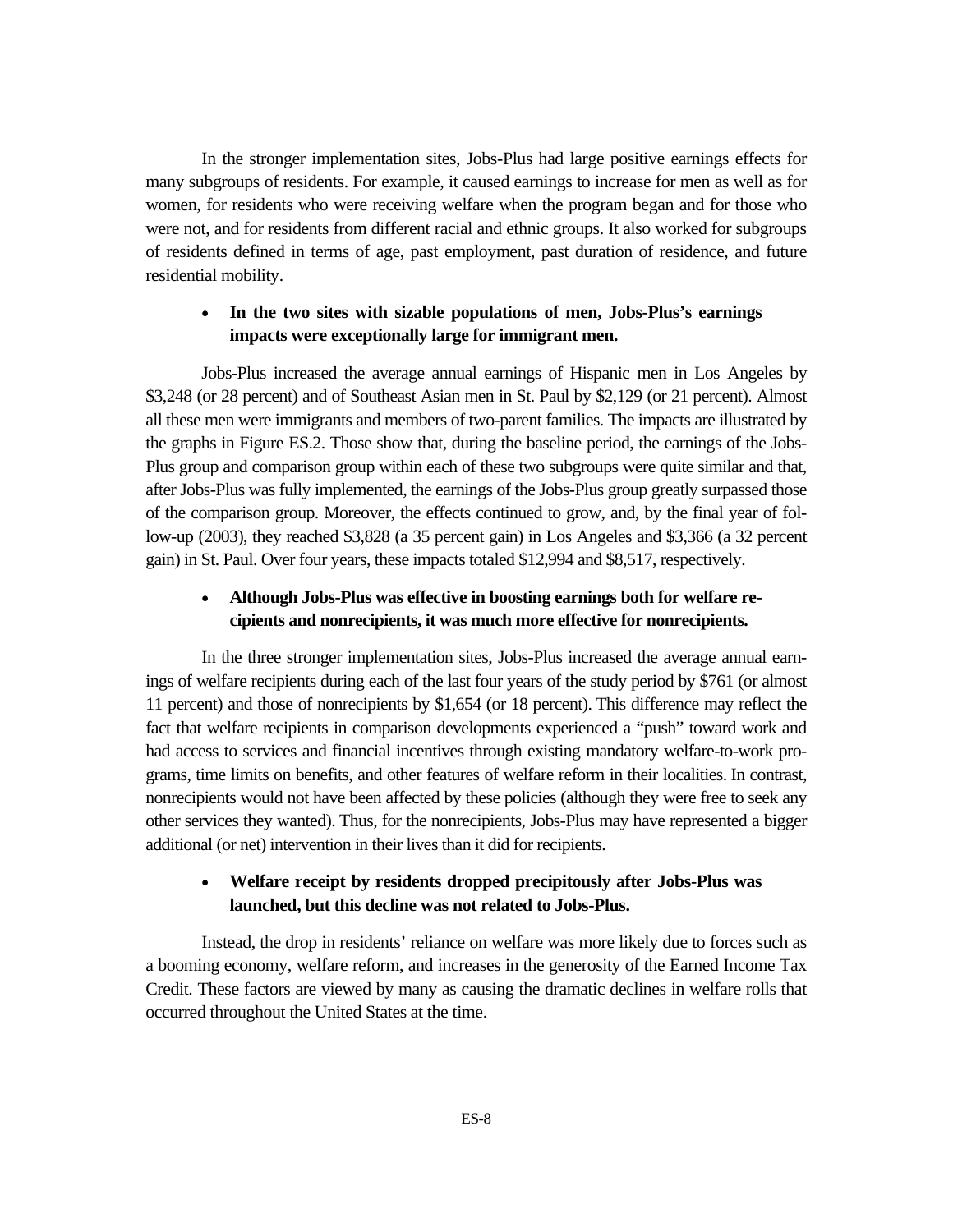In the stronger implementation sites, Jobs-Plus had large positive earnings effects for many subgroups of residents. For example, it caused earnings to increase for men as well as for women, for residents who were receiving welfare when the program began and for those who were not, and for residents from different racial and ethnic groups. It also worked for subgroups of residents defined in terms of age, past employment, past duration of residence, and future residential mobility.

- **In the two sites with sizable populations of men, Jobs-Plus's earnings impacts were exceptionally large for immigrant men.**

Jobs-Plus increased the average annual earnings of Hispanic men in Los Angeles by \$3,248 (or 28 percent) and of Southeast Asian men in St. Paul by \$2,129 (or 21 percent). Almost all these men were immigrants and members of two-parent families. The impacts are illustrated by the graphs in Figure ES.2. Those show that, during the baseline period, the earnings of the Jobs-Plus group and comparison group within each of these two subgroups were quite similar and that, after Jobs-Plus was fully implemented, the earnings of the Jobs-Plus group greatly surpassed those of the comparison group. Moreover, the effects continued to grow, and, by the final year of follow-up (2003), they reached \$3,828 (a 35 percent gain) in Los Angeles and \$3,366 (a 32 percent gain) in St. Paul. Over four years, these impacts totaled \$12,994 and \$8,517, respectively.

- **Although Jobs-Plus was effective in boosting earnings both for welfare recipients and nonrecipients, it was much more effective for nonrecipients.**

In the three stronger implementation sites, Jobs-Plus increased the average annual earnings of welfare recipients during each of the last four years of the study period by \$761 (or almost 11 percent) and those of nonrecipients by \$1,654 (or 18 percent). This difference may reflect the fact that welfare recipients in comparison developments experienced a "push" toward work and had access to services and financial incentives through existing mandatory welfare-to-work programs, time limits on benefits, and other features of welfare reform in their localities. In contrast, nonrecipients would not have been affected by these policies (although they were free to seek any other services they wanted). Thus, for the nonrecipients, Jobs-Plus may have represented a bigger additional (or net) intervention in their lives than it did for recipients.

- **Welfare receipt by residents dropped precipitously after Jobs-Plus was launched, but this decline was not related to Jobs-Plus.**

Instead, the drop in residents' reliance on welfare was more likely due to forces such as a booming economy, welfare reform, and increases in the generosity of the Earned Income Tax Credit. These factors are viewed by many as causing the dramatic declines in welfare rolls that occurred throughout the United States at the time.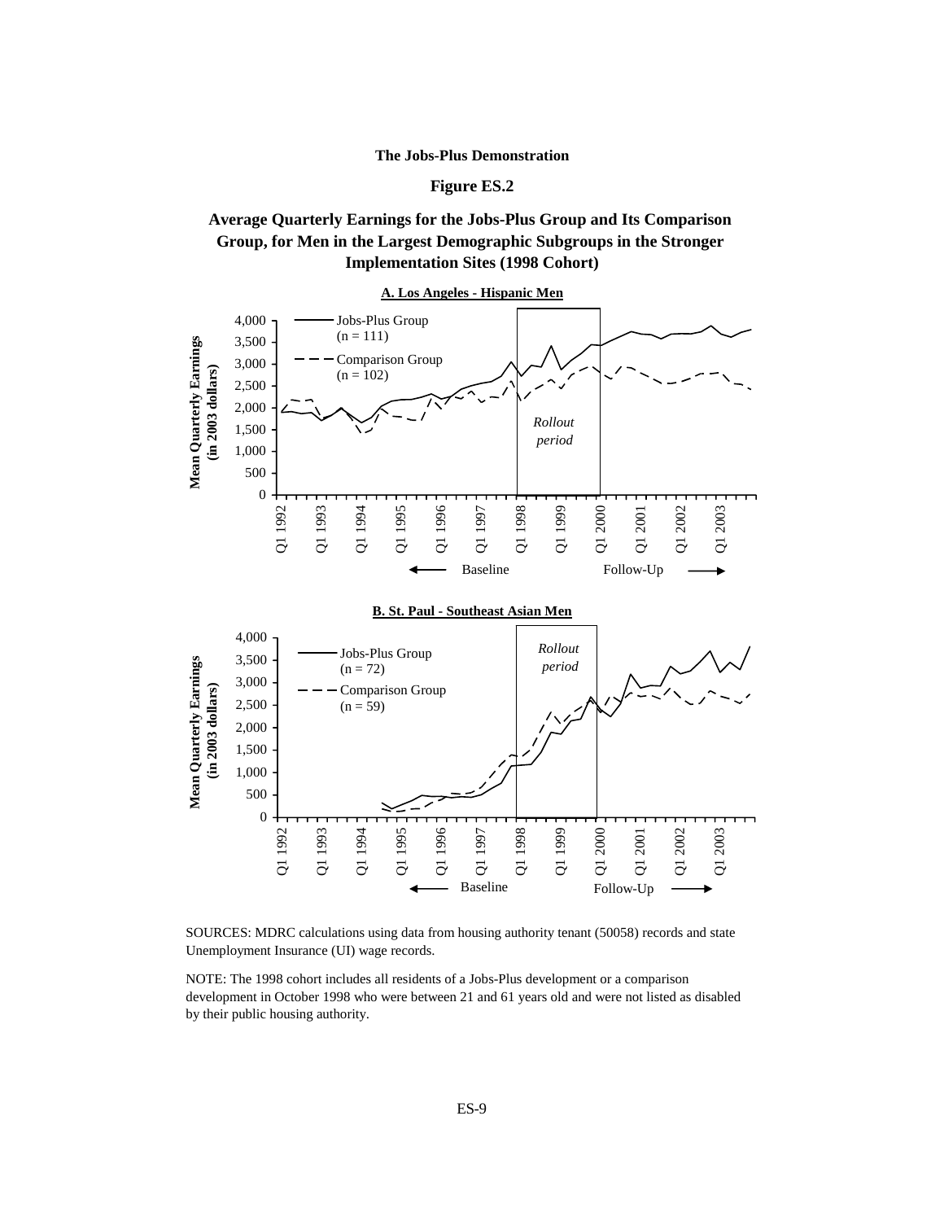**The Jobs-Plus Demonstration**

**Figure ES.2**

**Average Quarterly Earnings for the Jobs-Plus Group and Its Comparison Group, for Men in the Largest Demographic Subgroups in the Stronger Implementation Sites (1998 Cohort)**

**A. Los Angeles - Hispanic Men**

Mean Quarterly Earnings (in 2003 dollars)

Jobs-Plus Group (n = 111)

Comparison Group (n = 102)

*Rollout period*

Q1 1992, Q1 1993, Q1 1994, Q1 1995, Q1 1996, Q1 1997, Q1 1998, Q1 1999, Q1 2000, Q1 2001, Q1 2002, Q1 2003

Baseline — Follow-Up

**B. St. Paul - Southeast Asian Men**

Mean Quarterly Earnings (in 2003 dollars)

Jobs-Plus Group (n = 72)

Comparison Group (n = 59)

*Rollout period*

Q1 1992, Q1 1993, Q1 1994, Q1 1995, Q1 1996, Q1 1997, Q1 1998, Q1 1999, Q1 2000, Q1 2001, Q1 2002, Q1 2003

Baseline — Follow-Up

SOURCES: MDRC calculations using data from housing authority tenant (50058) records and state Unemployment Insurance (UI) wage records.

NOTE: The 1998 cohort includes all residents of a Jobs-Plus development or a comparison development in October 1998 who were between 21 and 61 years old and were not listed as disabled by their public housing authority.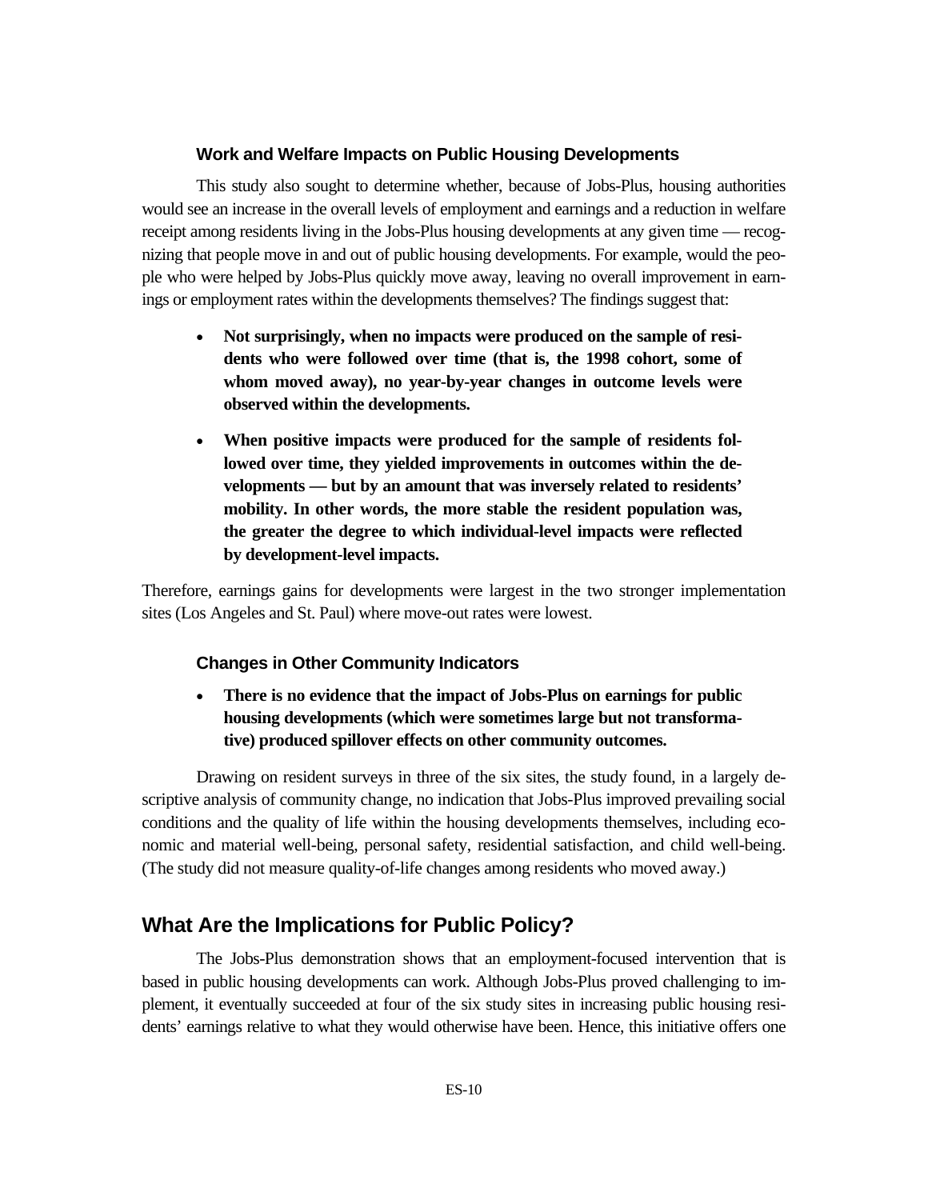### Work and Welfare Impacts on Public Housing Developments

This study also sought to determine whether, because of Jobs-Plus, housing authorities would see an increase in the overall levels of employment and earnings and a reduction in welfare receipt among residents living in the Jobs-Plus housing developments at any given time — recognizing that people move in and out of public housing developments. For example, would the people who were helped by Jobs-Plus quickly move away, leaving no overall improvement in earnings or employment rates within the developments themselves? The findings suggest that:

- **Not surprisingly, when no impacts were produced on the sample of residents who were followed over time (that is, the 1998 cohort, some of whom moved away), no year-by-year changes in outcome levels were observed within the developments.**

- **When positive impacts were produced for the sample of residents followed over time, they yielded improvements in outcomes within the developments — but by an amount that was inversely related to residents' mobility. In other words, the more stable the resident population was, the greater the degree to which individual-level impacts were reflected by development-level impacts.**

Therefore, earnings gains for developments were largest in the two stronger implementation sites (Los Angeles and St. Paul) where move-out rates were lowest.

### Changes in Other Community Indicators

- **There is no evidence that the impact of Jobs-Plus on earnings for public housing developments (which were sometimes large but not transformative) produced spillover effects on other community outcomes.**

Drawing on resident surveys in three of the six sites, the study found, in a largely descriptive analysis of community change, no indication that Jobs-Plus improved prevailing social conditions and the quality of life within the housing developments themselves, including economic and material well-being, personal safety, residential satisfaction, and child well-being. (The study did not measure quality-of-life changes among residents who moved away.)

## What Are the Implications for Public Policy?

The Jobs-Plus demonstration shows that an employment-focused intervention that is based in public housing developments can work. Although Jobs-Plus proved challenging to implement, it eventually succeeded at four of the six study sites in increasing public housing residents' earnings relative to what they would otherwise have been. Hence, this initiative offers one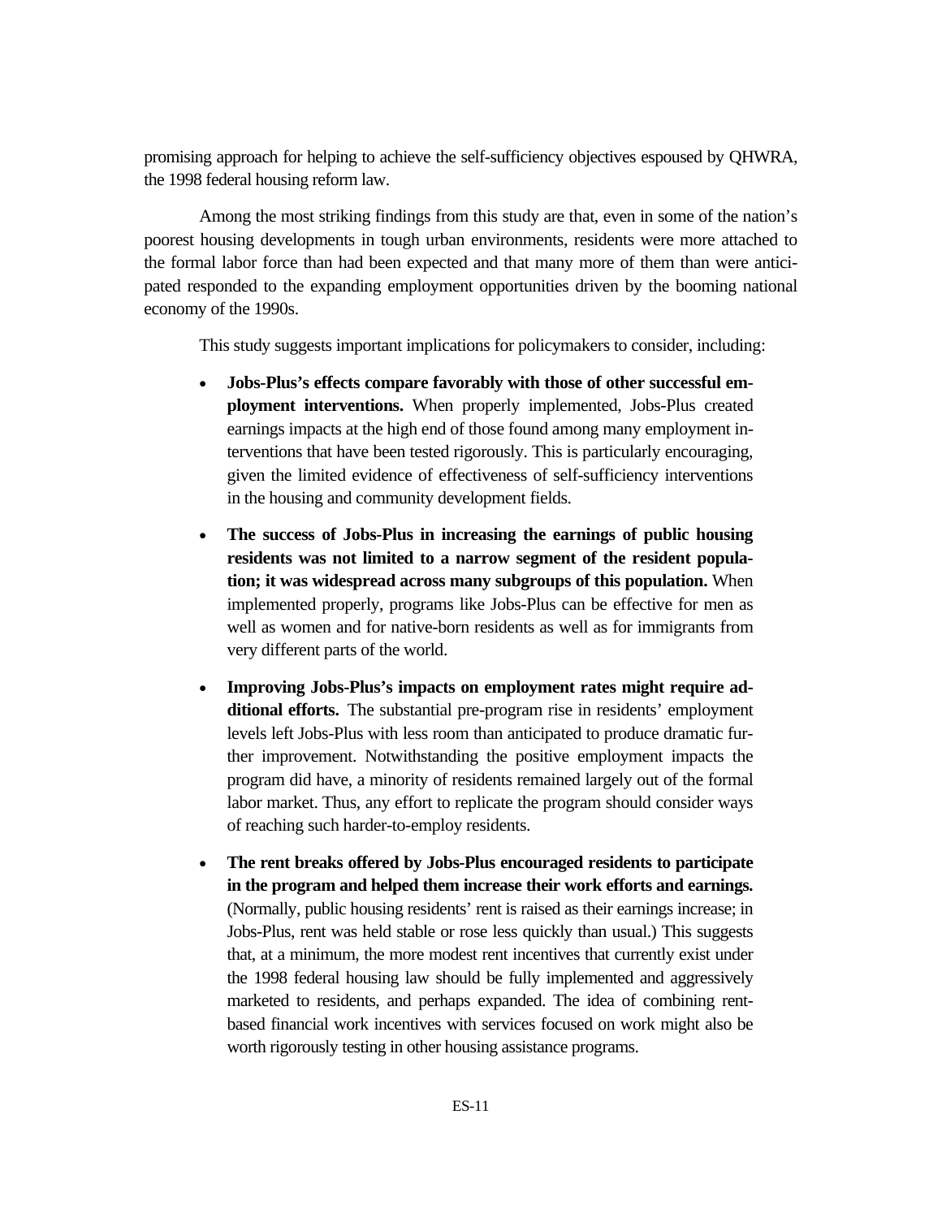promising approach for helping to achieve the self-sufficiency objectives espoused by QHWRA, the 1998 federal housing reform law.

Among the most striking findings from this study are that, even in some of the nation's poorest housing developments in tough urban environments, residents were more attached to the formal labor force than had been expected and that many more of them than were anticipated responded to the expanding employment opportunities driven by the booming national economy of the 1990s.

This study suggests important implications for policymakers to consider, including:

- **Jobs-Plus's effects compare favorably with those of other successful employment interventions.** When properly implemented, Jobs-Plus created earnings impacts at the high end of those found among many employment interventions that have been tested rigorously. This is particularly encouraging, given the limited evidence of effectiveness of self-sufficiency interventions in the housing and community development fields.

- **The success of Jobs-Plus in increasing the earnings of public housing residents was not limited to a narrow segment of the resident population; it was widespread across many subgroups of this population.** When implemented properly, programs like Jobs-Plus can be effective for men as well as women and for native-born residents as well as for immigrants from very different parts of the world.

- **Improving Jobs-Plus's impacts on employment rates might require additional efforts.** The substantial pre-program rise in residents' employment levels left Jobs-Plus with less room than anticipated to produce dramatic further improvement. Notwithstanding the positive employment impacts the program did have, a minority of residents remained largely out of the formal labor market. Thus, any effort to replicate the program should consider ways of reaching such harder-to-employ residents.

- **The rent breaks offered by Jobs-Plus encouraged residents to participate in the program and helped them increase their work efforts and earnings.** (Normally, public housing residents' rent is raised as their earnings increase; in Jobs-Plus, rent was held stable or rose less quickly than usual.) This suggests that, at a minimum, the more modest rent incentives that currently exist under the 1998 federal housing law should be fully implemented and aggressively marketed to residents, and perhaps expanded. The idea of combining rent-based financial work incentives with services focused on work might also be worth rigorously testing in other housing assistance programs.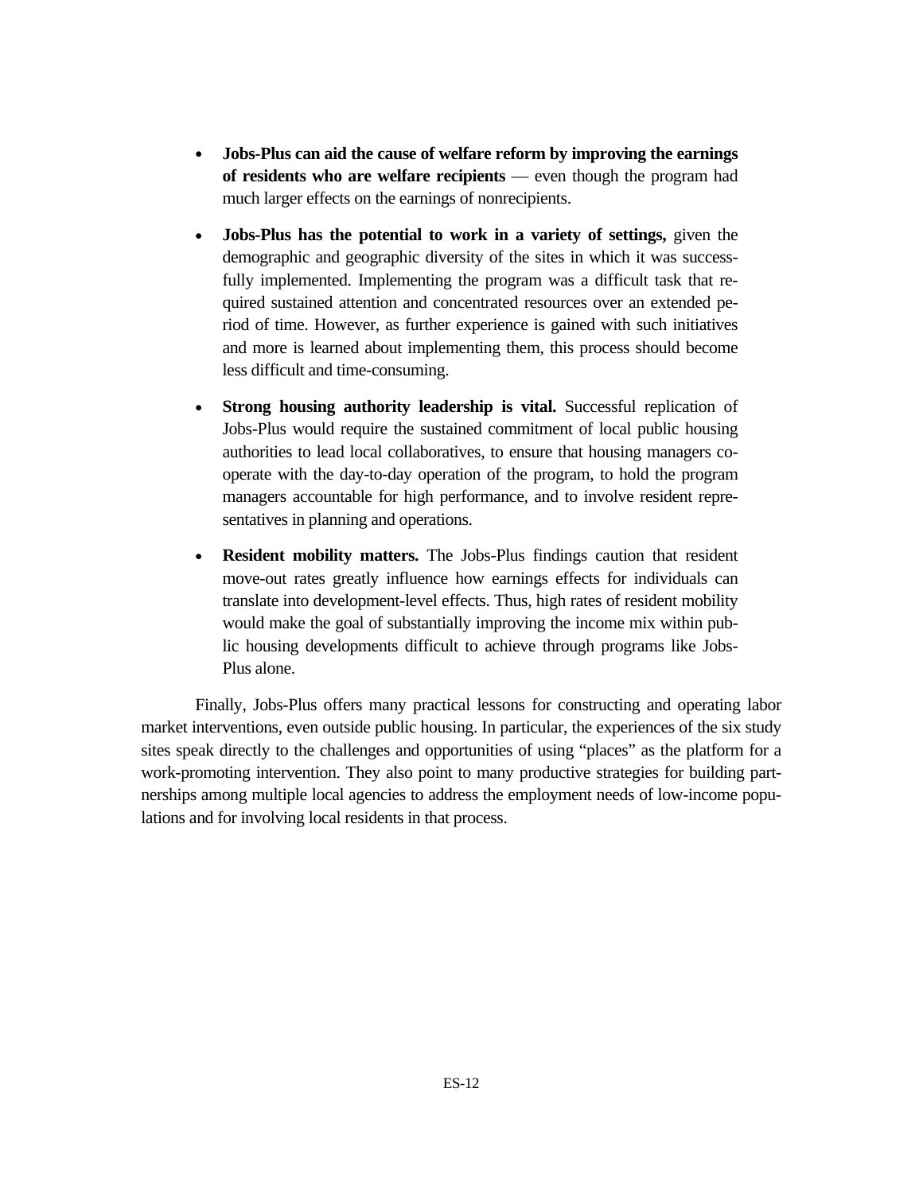- **Jobs-Plus can aid the cause of welfare reform by improving the earnings of residents who are welfare recipients** — even though the program had much larger effects on the earnings of nonrecipients.

- **Jobs-Plus has the potential to work in a variety of settings,** given the demographic and geographic diversity of the sites in which it was successfully implemented. Implementing the program was a difficult task that required sustained attention and concentrated resources over an extended period of time. However, as further experience is gained with such initiatives and more is learned about implementing them, this process should become less difficult and time-consuming.

- **Strong housing authority leadership is vital.** Successful replication of Jobs-Plus would require the sustained commitment of local public housing authorities to lead local collaboratives, to ensure that housing managers cooperate with the day-to-day operation of the program, to hold the program managers accountable for high performance, and to involve resident representatives in planning and operations.

- **Resident mobility matters.** The Jobs-Plus findings caution that resident move-out rates greatly influence how earnings effects for individuals can translate into development-level effects. Thus, high rates of resident mobility would make the goal of substantially improving the income mix within public housing developments difficult to achieve through programs like Jobs-Plus alone.

Finally, Jobs-Plus offers many practical lessons for constructing and operating labor market interventions, even outside public housing. In particular, the experiences of the six study sites speak directly to the challenges and opportunities of using "places" as the platform for a work-promoting intervention. They also point to many productive strategies for building partnerships among multiple local agencies to address the employment needs of low-income populations and for involving local residents in that process.